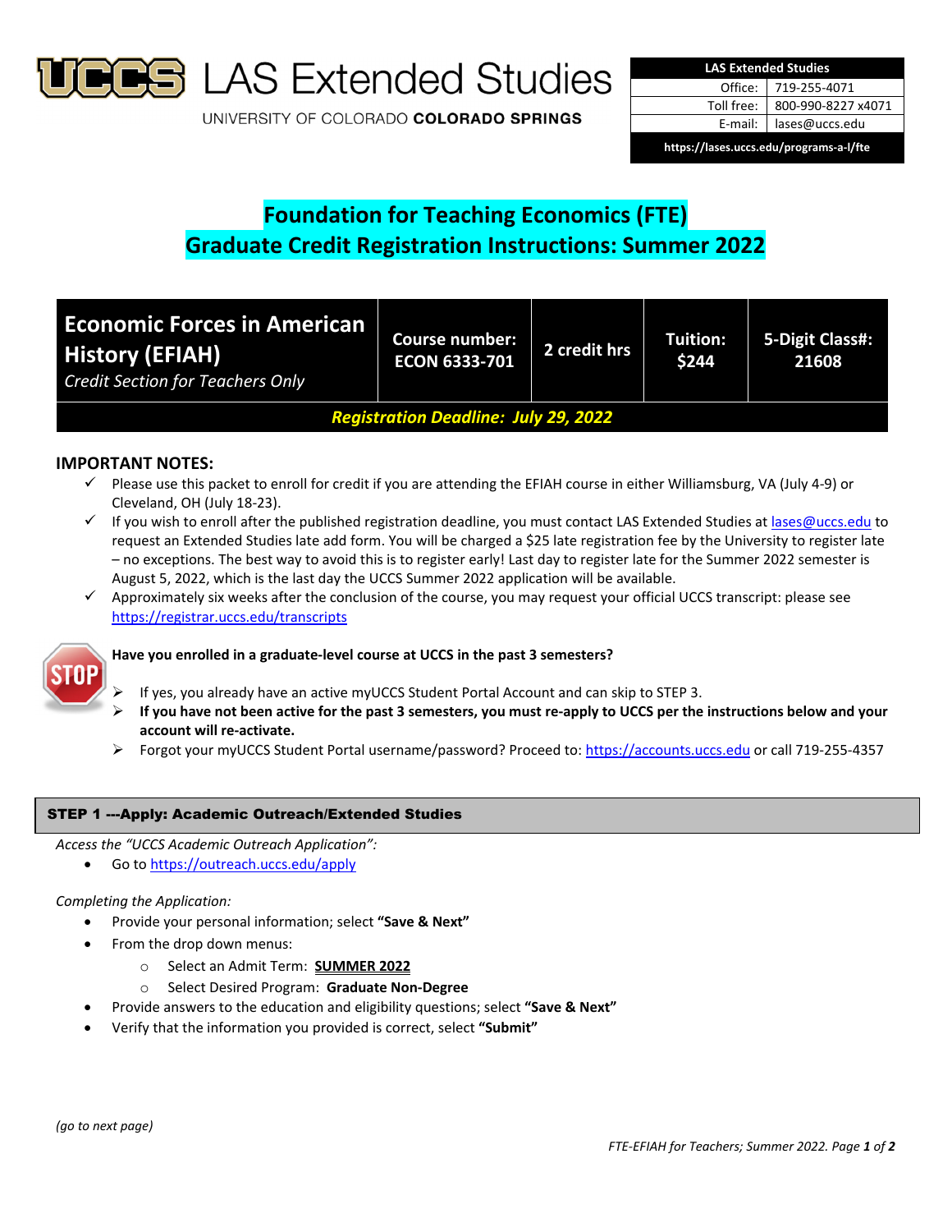# UCCS LAS Extended Studies

UNIVERSITY OF COLORADO **COLORADO SPRINGS**

| LAS Extended Studies | |
|---|---|
| Office: | 719-255-4071 |
| Toll free: | 800-990-8227 x4071 |
| E-mail: | lases@uccs.edu |
| https://lases.uccs.edu/programs-a-l/fte | |

## Foundation for Teaching Economics (FTE)
## Graduate Credit Registration Instructions: Summer 2022

| Economic Forces in American History (EFIAH) *Credit Section for Teachers Only* | Course number: ECON 6333-701 | 2 credit hrs | Tuition: $244 | 5-Digit Class#: 21608 |
|---|---|---|---|---|
| ***Registration Deadline: July 29, 2022*** | | | | |

### IMPORTANT NOTES:

- ✓ Please use this packet to enroll for credit if you are attending the EFIAH course in either Williamsburg, VA (July 4-9) or Cleveland, OH (July 18-23).
- ✓ If you wish to enroll after the published registration deadline, you must contact LAS Extended Studies at lases@uccs.edu to request an Extended Studies late add form. You will be charged a $25 late registration fee by the University to register late – no exceptions. The best way to avoid this is to register early! Last day to register late for the Summer 2022 semester is August 5, 2022, which is the last day the UCCS Summer 2022 application will be available.
- ✓ Approximately six weeks after the conclusion of the course, you may request your official UCCS transcript: please see https://registrar.uccs.edu/transcripts

STOP

**Have you enrolled in a graduate-level course at UCCS in the past 3 semesters?**

- ➢ If yes, you already have an active myUCCS Student Portal Account and can skip to STEP 3.
- ➢ **If you have not been active for the past 3 semesters, you must re-apply to UCCS per the instructions below and your account will re-activate.**
- ➢ Forgot your myUCCS Student Portal username/password? Proceed to: https://accounts.uccs.edu or call 719-255-4357

### STEP 1 ---Apply: Academic Outreach/Extended Studies

*Access the "UCCS Academic Outreach Application":*

- Go to https://outreach.uccs.edu/apply

*Completing the Application:*

- Provide your personal information; select **"Save & Next"**
- From the drop down menus:
  - Select an Admit Term: **SUMMER 2022**
  - Select Desired Program: **Graduate Non-Degree**
- Provide answers to the education and eligibility questions; select **"Save & Next"**
- Verify that the information you provided is correct, select **"Submit"**

*(go to next page)*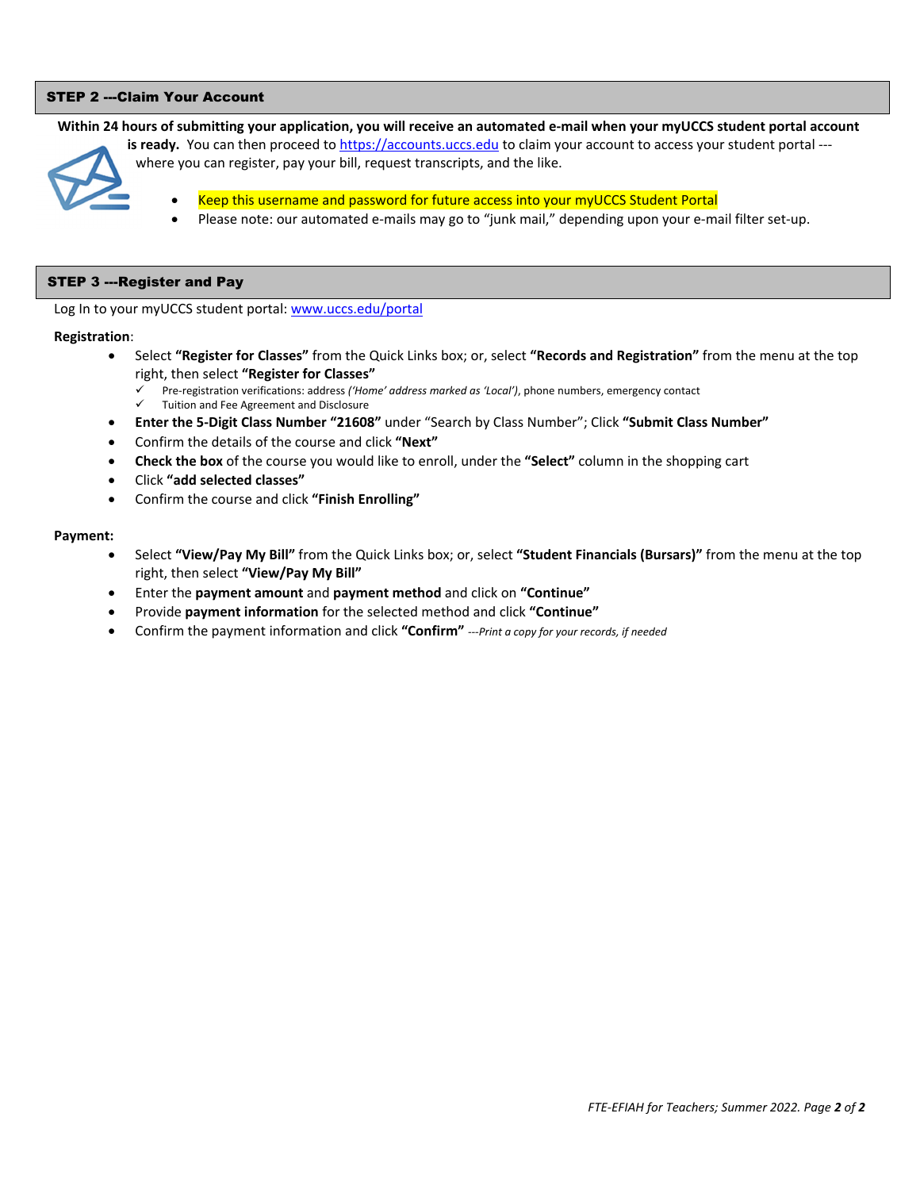## STEP 2 ---Claim Your Account

**Within 24 hours of submitting your application, you will receive an automated e-mail when your myUCCS student portal account is ready.** You can then proceed to https://accounts.uccs.edu to claim your account to access your student portal ---where you can register, pay your bill, request transcripts, and the like.

- Keep this username and password for future access into your myUCCS Student Portal
- Please note: our automated e-mails may go to "junk mail," depending upon your e-mail filter set-up.

## STEP 3 ---Register and Pay

Log In to your myUCCS student portal: www.uccs.edu/portal

**Registration**:

- Select **"Register for Classes"** from the Quick Links box; or, select **"Records and Registration"** from the menu at the top right, then select **"Register for Classes"**
  - ✓ Pre-registration verifications: address *('Home' address marked as 'Local')*, phone numbers, emergency contact
  - ✓ Tuition and Fee Agreement and Disclosure
- **Enter the 5-Digit Class Number "21608"** under "Search by Class Number"; Click **"Submit Class Number"**
- Confirm the details of the course and click **"Next"**
- **Check the box** of the course you would like to enroll, under the **"Select"** column in the shopping cart
- Click **"add selected classes"**
- Confirm the course and click **"Finish Enrolling"**

**Payment:**

- Select **"View/Pay My Bill"** from the Quick Links box; or, select **"Student Financials (Bursars)"** from the menu at the top right, then select **"View/Pay My Bill"**
- Enter the **payment amount** and **payment method** and click on **"Continue"**
- Provide **payment information** for the selected method and click **"Continue"**
- Confirm the payment information and click **"Confirm"** *---Print a copy for your records, if needed*